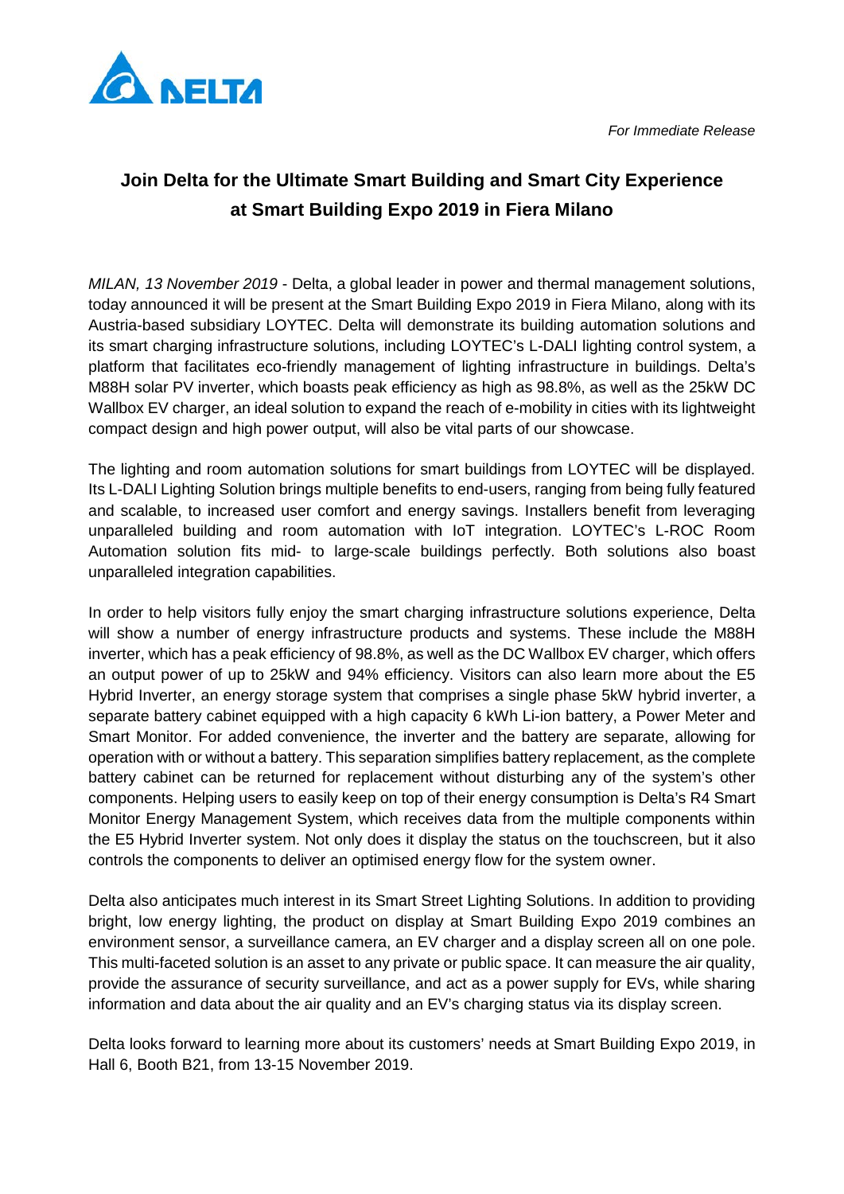*For Immediate Release*

# Join Delta for the Ultimate Smart Building and Smart City Experience at Smart Building Expo 2019 in Fiera Milano

*MILAN, 13 November 2019* - Delta, a global leader in power and thermal management solutions, today announced it will be present at the Smart Building Expo 2019 in Fiera Milano, along with its Austria-based subsidiary LOYTEC. Delta will demonstrate its building automation solutions and its smart charging infrastructure solutions, including LOYTEC's L-DALI lighting control system, a platform that facilitates eco-friendly management of lighting infrastructure in buildings. Delta's M88H solar PV inverter, which boasts peak efficiency as high as 98.8%, as well as the 25kW DC Wallbox EV charger, an ideal solution to expand the reach of e-mobility in cities with its lightweight compact design and high power output, will also be vital parts of our showcase.

The lighting and room automation solutions for smart buildings from LOYTEC will be displayed. Its L-DALI Lighting Solution brings multiple benefits to end-users, ranging from being fully featured and scalable, to increased user comfort and energy savings. Installers benefit from leveraging unparalleled building and room automation with IoT integration. LOYTEC's L-ROC Room Automation solution fits mid- to large-scale buildings perfectly. Both solutions also boast unparalleled integration capabilities.

In order to help visitors fully enjoy the smart charging infrastructure solutions experience, Delta will show a number of energy infrastructure products and systems. These include the M88H inverter, which has a peak efficiency of 98.8%, as well as the DC Wallbox EV charger, which offers an output power of up to 25kW and 94% efficiency. Visitors can also learn more about the E5 Hybrid Inverter, an energy storage system that comprises a single phase 5kW hybrid inverter, a separate battery cabinet equipped with a high capacity 6 kWh Li-ion battery, a Power Meter and Smart Monitor. For added convenience, the inverter and the battery are separate, allowing for operation with or without a battery. This separation simplifies battery replacement, as the complete battery cabinet can be returned for replacement without disturbing any of the system's other components. Helping users to easily keep on top of their energy consumption is Delta's R4 Smart Monitor Energy Management System, which receives data from the multiple components within the E5 Hybrid Inverter system. Not only does it display the status on the touchscreen, but it also controls the components to deliver an optimised energy flow for the system owner.

Delta also anticipates much interest in its Smart Street Lighting Solutions. In addition to providing bright, low energy lighting, the product on display at Smart Building Expo 2019 combines an environment sensor, a surveillance camera, an EV charger and a display screen all on one pole. This multi-faceted solution is an asset to any private or public space. It can measure the air quality, provide the assurance of security surveillance, and act as a power supply for EVs, while sharing information and data about the air quality and an EV's charging status via its display screen.

Delta looks forward to learning more about its customers' needs at Smart Building Expo 2019, in Hall 6, Booth B21, from 13-15 November 2019.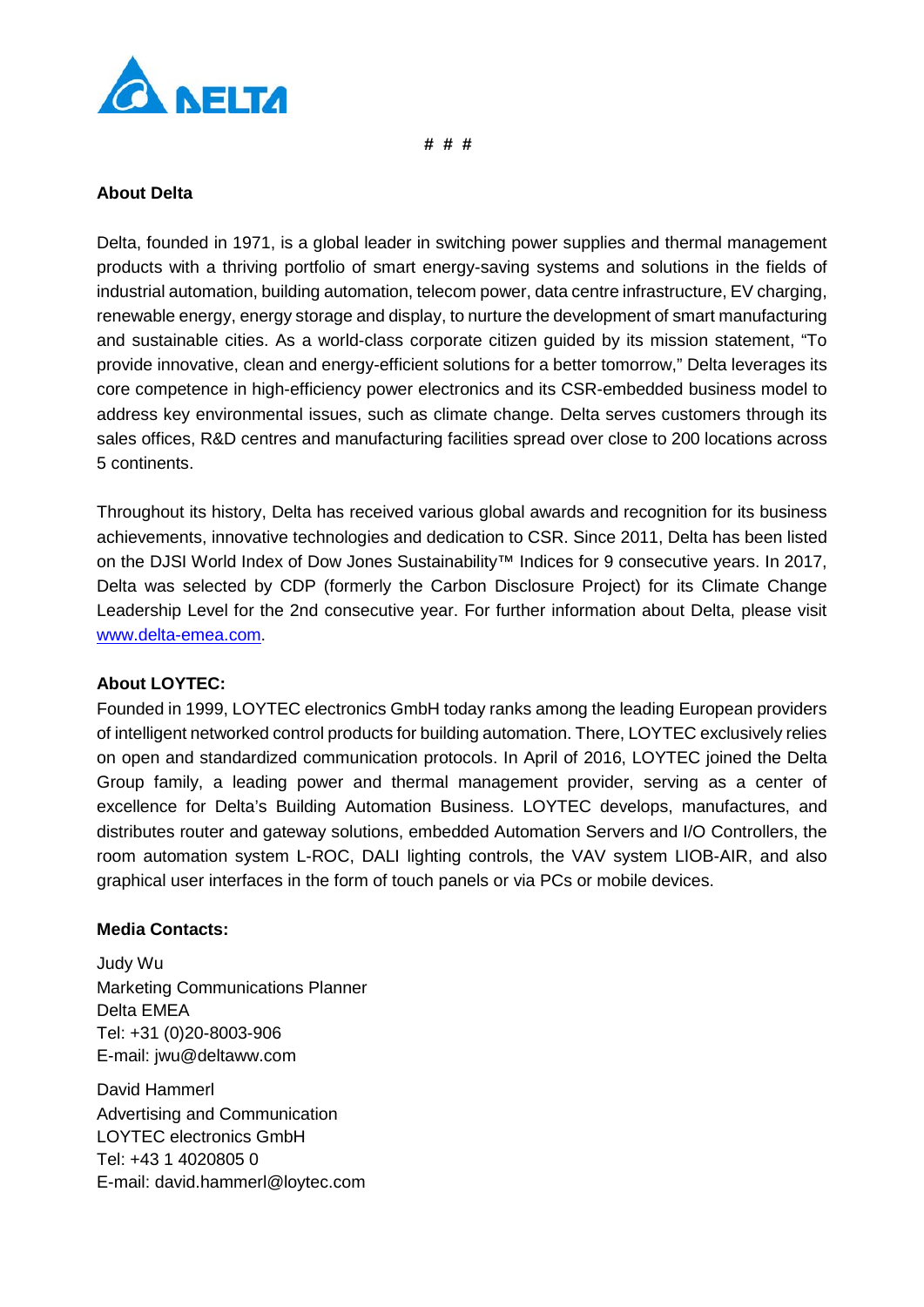# # #

**About Delta**

Delta, founded in 1971, is a global leader in switching power supplies and thermal management products with a thriving portfolio of smart energy-saving systems and solutions in the fields of industrial automation, building automation, telecom power, data centre infrastructure, EV charging, renewable energy, energy storage and display, to nurture the development of smart manufacturing and sustainable cities. As a world-class corporate citizen guided by its mission statement, "To provide innovative, clean and energy-efficient solutions for a better tomorrow," Delta leverages its core competence in high-efficiency power electronics and its CSR-embedded business model to address key environmental issues, such as climate change. Delta serves customers through its sales offices, R&D centres and manufacturing facilities spread over close to 200 locations across 5 continents.

Throughout its history, Delta has received various global awards and recognition for its business achievements, innovative technologies and dedication to CSR. Since 2011, Delta has been listed on the DJSI World Index of Dow Jones Sustainability™ Indices for 9 consecutive years. In 2017, Delta was selected by CDP (formerly the Carbon Disclosure Project) for its Climate Change Leadership Level for the 2nd consecutive year. For further information about Delta, please visit [www.delta-emea.com](http://www.delta-emea.com).

**About LOYTEC:**

Founded in 1999, LOYTEC electronics GmbH today ranks among the leading European providers of intelligent networked control products for building automation. There, LOYTEC exclusively relies on open and standardized communication protocols. In April of 2016, LOYTEC joined the Delta Group family, a leading power and thermal management provider, serving as a center of excellence for Delta's Building Automation Business. LOYTEC develops, manufactures, and distributes router and gateway solutions, embedded Automation Servers and I/O Controllers, the room automation system L-ROC, DALI lighting controls, the VAV system LIOB-AIR, and also graphical user interfaces in the form of touch panels or via PCs or mobile devices.

**Media Contacts:**

Judy Wu
Marketing Communications Planner
Delta EMEA
Tel: +31 (0)20-8003-906
E-mail: jwu@deltaww.com

David Hammerl
Advertising and Communication
LOYTEC electronics GmbH
Tel: +43 1 4020805 0
E-mail: david.hammerl@loytec.com